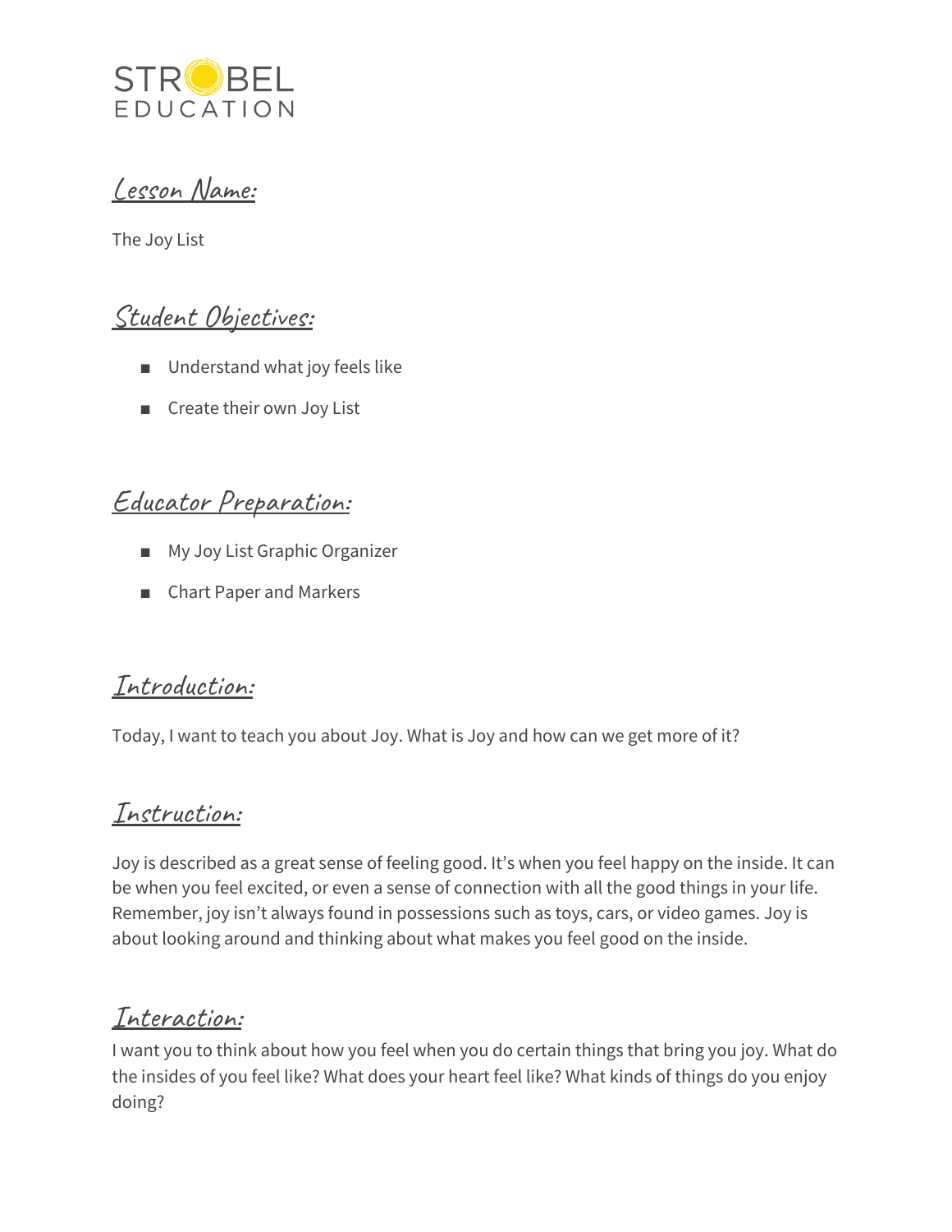STROBEL EDUCATION

## Lesson Name:

The Joy List

## Student Objectives:

- Understand what joy feels like
- Create their own Joy List

## Educator Preparation:

- My Joy List Graphic Organizer
- Chart Paper and Markers

## Introduction:

Today, I want to teach you about Joy. What is Joy and how can we get more of it?

## Instruction:

Joy is described as a great sense of feeling good. It's when you feel happy on the inside. It can be when you feel excited, or even a sense of connection with all the good things in your life. Remember, joy isn't always found in possessions such as toys, cars, or video games. Joy is about looking around and thinking about what makes you feel good on the inside.

## Interaction:

I want you to think about how you feel when you do certain things that bring you joy. What do the insides of you feel like? What does your heart feel like? What kinds of things do you enjoy doing?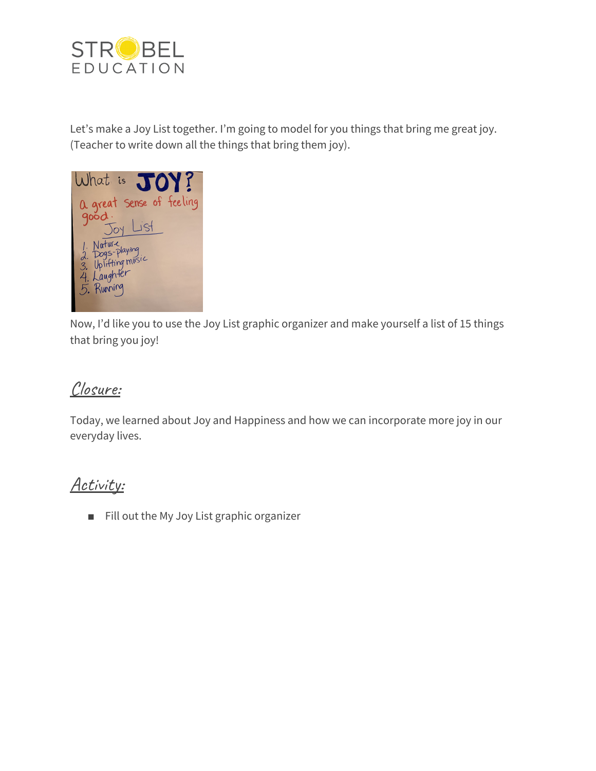Let's make a Joy List together. I'm going to model for you things that bring me great joy. (Teacher to write down all the things that bring them joy).

What is JOY?

a great sense of feeling good.

Joy List

1. Nature
2. Dogs-playing
3. Uplifting music
4. Laughter
5. Running

Now, I'd like you to use the Joy List graphic organizer and make yourself a list of 15 things that bring you joy!

## Closure:

Today, we learned about Joy and Happiness and how we can incorporate more joy in our everyday lives.

## Activity:

- Fill out the My Joy List graphic organizer